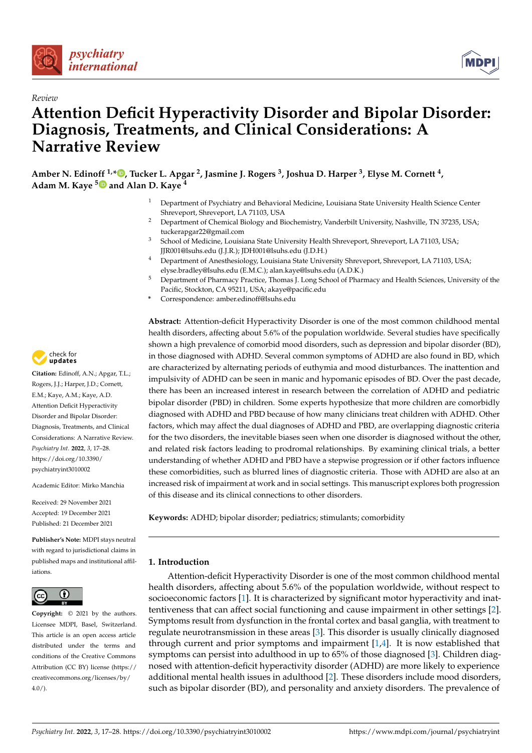*Review*

# Attention Deficit Hyperactivity Disorder and Bipolar Disorder: Diagnosis, Treatments, and Clinical Considerations: A Narrative Review

**Amber N. Edinoff [1,*], Tucker L. Apgar [2], Jasmine J. Rogers [3], Joshua D. Harper [3], Elyse M. Cornett [4], Adam M. Kaye [5] and Alan D. Kaye [4]**

[1] Department of Psychiatry and Behavioral Medicine, Louisiana State University Health Science Center Shreveport, Shreveport, LA 71103, USA
[2] Department of Chemical Biology and Biochemistry, Vanderbilt University, Nashville, TN 37235, USA; tuckerapgar22@gmail.com
[3] School of Medicine, Louisiana State University Health Shreveport, Shreveport, LA 71103, USA; JJR001@lsuhs.edu (J.J.R.); JDH001@lsuhs.edu (J.D.H.)
[4] Department of Anesthesiology, Louisiana State University Shreveport, Shreveport, LA 71103, USA; elyse.bradley@lsuhs.edu (E.M.C.); alan.kaye@lsuhs.edu (A.D.K.)
[5] Department of Pharmacy Practice, Thomas J. Long School of Pharmacy and Health Sciences, University of the Pacific, Stockton, CA 95211, USA; akaye@pacific.edu
\* Correspondence: amber.edinoff@lsuhs.edu

**Citation:** Edinoff, A.N.; Apgar, T.L.; Rogers, J.J.; Harper, J.D.; Cornett, E.M.; Kaye, A.M.; Kaye, A.D. Attention Deficit Hyperactivity Disorder and Bipolar Disorder: Diagnosis, Treatments, and Clinical Considerations: A Narrative Review. *Psychiatry Int.* **2022**, *3*, 17–28. https://doi.org/10.3390/psychiatryint3010002

Academic Editor: Mirko Manchia

Received: 29 November 2021
Accepted: 19 December 2021
Published: 21 December 2021

**Publisher's Note:** MDPI stays neutral with regard to jurisdictional claims in published maps and institutional affiliations.

**Copyright:** © 2021 by the authors. Licensee MDPI, Basel, Switzerland. This article is an open access article distributed under the terms and conditions of the Creative Commons Attribution (CC BY) license (https://creativecommons.org/licenses/by/4.0/).

**Abstract:** Attention-deficit Hyperactivity Disorder is one of the most common childhood mental health disorders, affecting about 5.6% of the population worldwide. Several studies have specifically shown a high prevalence of comorbid mood disorders, such as depression and bipolar disorder (BD), in those diagnosed with ADHD. Several common symptoms of ADHD are also found in BD, which are characterized by alternating periods of euthymia and mood disturbances. The inattention and impulsivity of ADHD can be seen in manic and hypomanic episodes of BD. Over the past decade, there has been an increased interest in research between the correlation of ADHD and pediatric bipolar disorder (PBD) in children. Some experts hypothesize that more children are comorbidly diagnosed with ADHD and PBD because of how many clinicians treat children with ADHD. Other factors, which may affect the dual diagnoses of ADHD and PBD, are overlapping diagnostic criteria for the two disorders, the inevitable biases seen when one disorder is diagnosed without the other, and related risk factors leading to prodromal relationships. By examining clinical trials, a better understanding of whether ADHD and PBD have a stepwise progression or if other factors influence these comorbidities, such as blurred lines of diagnostic criteria. Those with ADHD are also at an increased risk of impairment at work and in social settings. This manuscript explores both progression of this disease and its clinical connections to other disorders.

**Keywords:** ADHD; bipolar disorder; pediatrics; stimulants; comorbidity

## 1. Introduction

Attention-deficit Hyperactivity Disorder is one of the most common childhood mental health disorders, affecting about 5.6% of the population worldwide, without respect to socioeconomic factors [1]. It is characterized by significant motor hyperactivity and inattentiveness that can affect social functioning and cause impairment in other settings [2]. Symptoms result from dysfunction in the frontal cortex and basal ganglia, with treatment to regulate neurotransmission in these areas [3]. This disorder is usually clinically diagnosed through current and prior symptoms and impairment [1,4]. It is now established that symptoms can persist into adulthood in up to 65% of those diagnosed [3]. Children diagnosed with attention-deficit hyperactivity disorder (ADHD) are more likely to experience additional mental health issues in adulthood [2]. These disorders include mood disorders, such as bipolar disorder (BD), and personality and anxiety disorders. The prevalence of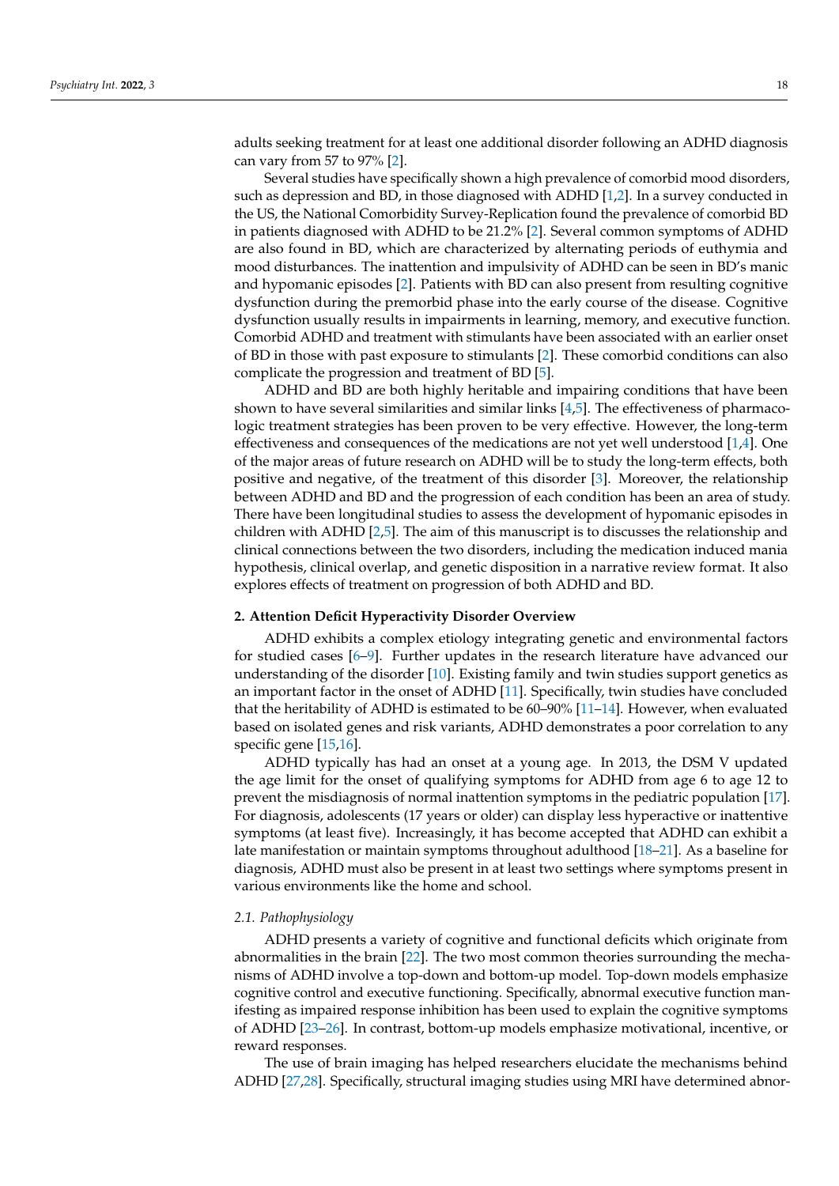adults seeking treatment for at least one additional disorder following an ADHD diagnosis can vary from 57 to 97% [2].

Several studies have specifically shown a high prevalence of comorbid mood disorders, such as depression and BD, in those diagnosed with ADHD [1,2]. In a survey conducted in the US, the National Comorbidity Survey-Replication found the prevalence of comorbid BD in patients diagnosed with ADHD to be 21.2% [2]. Several common symptoms of ADHD are also found in BD, which are characterized by alternating periods of euthymia and mood disturbances. The inattention and impulsivity of ADHD can be seen in BD's manic and hypomanic episodes [2]. Patients with BD can also present from resulting cognitive dysfunction during the premorbid phase into the early course of the disease. Cognitive dysfunction usually results in impairments in learning, memory, and executive function. Comorbid ADHD and treatment with stimulants have been associated with an earlier onset of BD in those with past exposure to stimulants [2]. These comorbid conditions can also complicate the progression and treatment of BD [5].

ADHD and BD are both highly heritable and impairing conditions that have been shown to have several similarities and similar links [4,5]. The effectiveness of pharmacologic treatment strategies has been proven to be very effective. However, the long-term effectiveness and consequences of the medications are not yet well understood [1,4]. One of the major areas of future research on ADHD will be to study the long-term effects, both positive and negative, of the treatment of this disorder [3]. Moreover, the relationship between ADHD and BD and the progression of each condition has been an area of study. There have been longitudinal studies to assess the development of hypomanic episodes in children with ADHD [2,5]. The aim of this manuscript is to discusses the relationship and clinical connections between the two disorders, including the medication induced mania hypothesis, clinical overlap, and genetic disposition in a narrative review format. It also explores effects of treatment on progression of both ADHD and BD.

## 2. Attention Deficit Hyperactivity Disorder Overview

ADHD exhibits a complex etiology integrating genetic and environmental factors for studied cases [6–9]. Further updates in the research literature have advanced our understanding of the disorder [10]. Existing family and twin studies support genetics as an important factor in the onset of ADHD [11]. Specifically, twin studies have concluded that the heritability of ADHD is estimated to be 60–90% [11–14]. However, when evaluated based on isolated genes and risk variants, ADHD demonstrates a poor correlation to any specific gene [15,16].

ADHD typically has had an onset at a young age. In 2013, the DSM V updated the age limit for the onset of qualifying symptoms for ADHD from age 6 to age 12 to prevent the misdiagnosis of normal inattention symptoms in the pediatric population [17]. For diagnosis, adolescents (17 years or older) can display less hyperactive or inattentive symptoms (at least five). Increasingly, it has become accepted that ADHD can exhibit a late manifestation or maintain symptoms throughout adulthood [18–21]. As a baseline for diagnosis, ADHD must also be present in at least two settings where symptoms present in various environments like the home and school.

### 2.1. Pathophysiology

ADHD presents a variety of cognitive and functional deficits which originate from abnormalities in the brain [22]. The two most common theories surrounding the mechanisms of ADHD involve a top-down and bottom-up model. Top-down models emphasize cognitive control and executive functioning. Specifically, abnormal executive function manifesting as impaired response inhibition has been used to explain the cognitive symptoms of ADHD [23–26]. In contrast, bottom-up models emphasize motivational, incentive, or reward responses.

The use of brain imaging has helped researchers elucidate the mechanisms behind ADHD [27,28]. Specifically, structural imaging studies using MRI have determined abnor-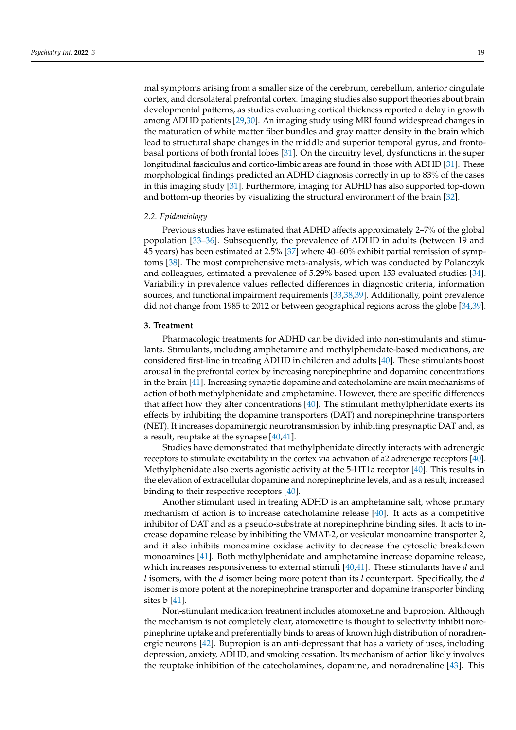mal symptoms arising from a smaller size of the cerebrum, cerebellum, anterior cingulate cortex, and dorsolateral prefrontal cortex. Imaging studies also support theories about brain developmental patterns, as studies evaluating cortical thickness reported a delay in growth among ADHD patients [29,30]. An imaging study using MRI found widespread changes in the maturation of white matter fiber bundles and gray matter density in the brain which lead to structural shape changes in the middle and superior temporal gyrus, and fronto-basal portions of both frontal lobes [31]. On the circuitry level, dysfunctions in the super longitudinal fasciculus and cortico-limbic areas are found in those with ADHD [31]. These morphological findings predicted an ADHD diagnosis correctly in up to 83% of the cases in this imaging study [31]. Furthermore, imaging for ADHD has also supported top-down and bottom-up theories by visualizing the structural environment of the brain [32].

### 2.2. Epidemiology

Previous studies have estimated that ADHD affects approximately 2–7% of the global population [33–36]. Subsequently, the prevalence of ADHD in adults (between 19 and 45 years) has been estimated at 2.5% [37] where 40–60% exhibit partial remission of symptoms [38]. The most comprehensive meta-analysis, which was conducted by Polanczyk and colleagues, estimated a prevalence of 5.29% based upon 153 evaluated studies [34]. Variability in prevalence values reflected differences in diagnostic criteria, information sources, and functional impairment requirements [33,38,39]. Additionally, point prevalence did not change from 1985 to 2012 or between geographical regions across the globe [34,39].

## 3. Treatment

Pharmacologic treatments for ADHD can be divided into non-stimulants and stimulants. Stimulants, including amphetamine and methylphenidate-based medications, are considered first-line in treating ADHD in children and adults [40]. These stimulants boost arousal in the prefrontal cortex by increasing norepinephrine and dopamine concentrations in the brain [41]. Increasing synaptic dopamine and catecholamine are main mechanisms of action of both methylphenidate and amphetamine. However, there are specific differences that affect how they alter concentrations [40]. The stimulant methylphenidate exerts its effects by inhibiting the dopamine transporters (DAT) and norepinephrine transporters (NET). It increases dopaminergic neurotransmission by inhibiting presynaptic DAT and, as a result, reuptake at the synapse [40,41].

Studies have demonstrated that methylphenidate directly interacts with adrenergic receptors to stimulate excitability in the cortex via activation of a2 adrenergic receptors [40]. Methylphenidate also exerts agonistic activity at the 5-HT1a receptor [40]. This results in the elevation of extracellular dopamine and norepinephrine levels, and as a result, increased binding to their respective receptors [40].

Another stimulant used in treating ADHD is an amphetamine salt, whose primary mechanism of action is to increase catecholamine release [40]. It acts as a competitive inhibitor of DAT and as a pseudo-substrate at norepinephrine binding sites. It acts to increase dopamine release by inhibiting the VMAT-2, or vesicular monoamine transporter 2, and it also inhibits monoamine oxidase activity to decrease the cytosolic breakdown monoamines [41]. Both methylphenidate and amphetamine increase dopamine release, which increases responsiveness to external stimuli [40,41]. These stimulants have *d* and *l* isomers, with the *d* isomer being more potent than its *l* counterpart. Specifically, the *d* isomer is more potent at the norepinephrine transporter and dopamine transporter binding sites b [41].

Non-stimulant medication treatment includes atomoxetine and bupropion. Although the mechanism is not completely clear, atomoxetine is thought to selectivity inhibit norepinephrine uptake and preferentially binds to areas of known high distribution of noradrenergic neurons [42]. Bupropion is an anti-depressant that has a variety of uses, including depression, anxiety, ADHD, and smoking cessation. Its mechanism of action likely involves the reuptake inhibition of the catecholamines, dopamine, and noradrenaline [43]. This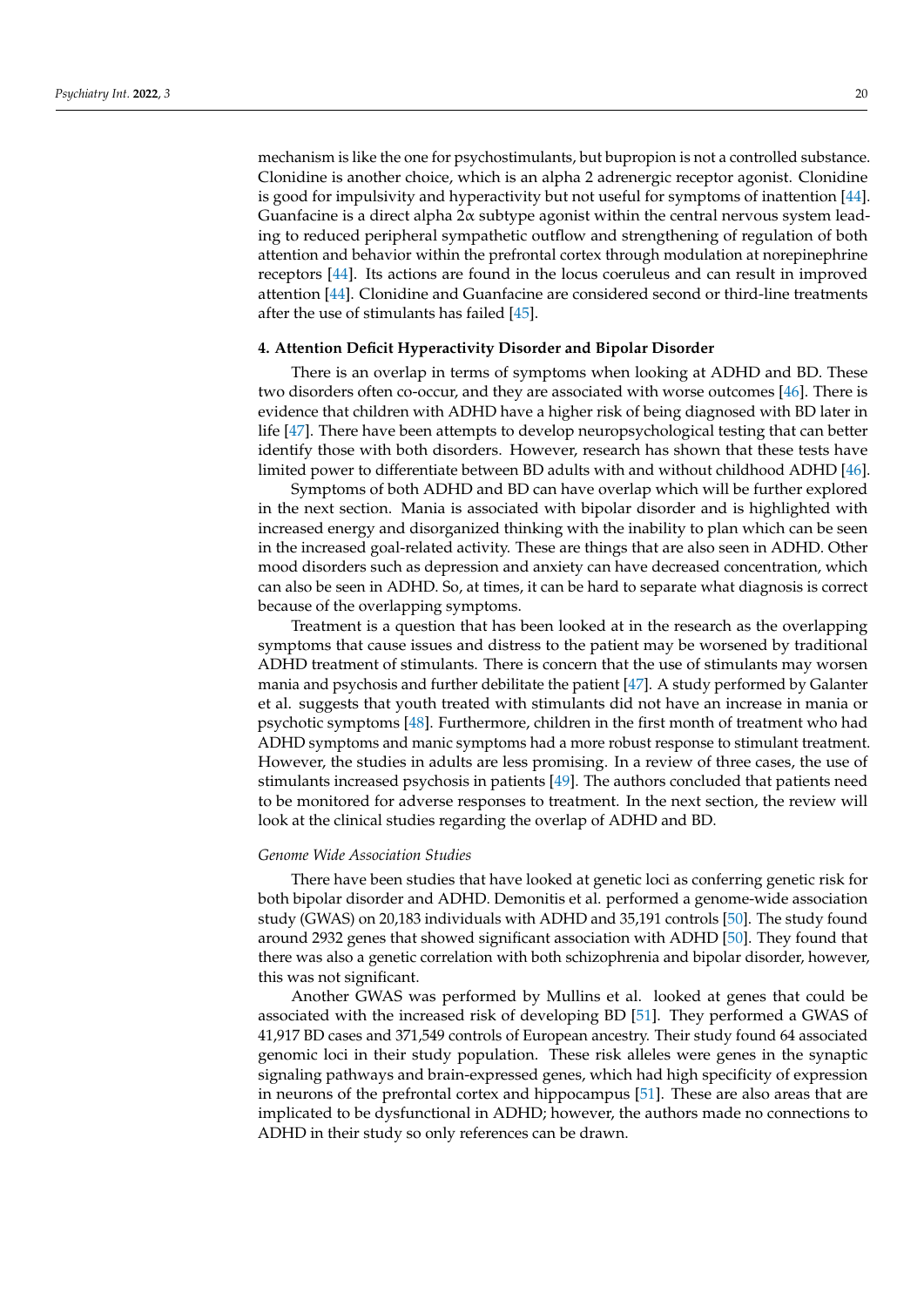mechanism is like the one for psychostimulants, but bupropion is not a controlled substance. Clonidine is another choice, which is an alpha 2 adrenergic receptor agonist. Clonidine is good for impulsivity and hyperactivity but not useful for symptoms of inattention [44]. Guanfacine is a direct alpha 2$\alpha$ subtype agonist within the central nervous system leading to reduced peripheral sympathetic outflow and strengthening of regulation of both attention and behavior within the prefrontal cortex through modulation at norepinephrine receptors [44]. Its actions are found in the locus coeruleus and can result in improved attention [44]. Clonidine and Guanfacine are considered second or third-line treatments after the use of stimulants has failed [45].

## 4. Attention Deficit Hyperactivity Disorder and Bipolar Disorder

There is an overlap in terms of symptoms when looking at ADHD and BD. These two disorders often co-occur, and they are associated with worse outcomes [46]. There is evidence that children with ADHD have a higher risk of being diagnosed with BD later in life [47]. There have been attempts to develop neuropsychological testing that can better identify those with both disorders. However, research has shown that these tests have limited power to differentiate between BD adults with and without childhood ADHD [46].

Symptoms of both ADHD and BD can have overlap which will be further explored in the next section. Mania is associated with bipolar disorder and is highlighted with increased energy and disorganized thinking with the inability to plan which can be seen in the increased goal-related activity. These are things that are also seen in ADHD. Other mood disorders such as depression and anxiety can have decreased concentration, which can also be seen in ADHD. So, at times, it can be hard to separate what diagnosis is correct because of the overlapping symptoms.

Treatment is a question that has been looked at in the research as the overlapping symptoms that cause issues and distress to the patient may be worsened by traditional ADHD treatment of stimulants. There is concern that the use of stimulants may worsen mania and psychosis and further debilitate the patient [47]. A study performed by Galanter et al. suggests that youth treated with stimulants did not have an increase in mania or psychotic symptoms [48]. Furthermore, children in the first month of treatment who had ADHD symptoms and manic symptoms had a more robust response to stimulant treatment. However, the studies in adults are less promising. In a review of three cases, the use of stimulants increased psychosis in patients [49]. The authors concluded that patients need to be monitored for adverse responses to treatment. In the next section, the review will look at the clinical studies regarding the overlap of ADHD and BD.

### *Genome Wide Association Studies*

There have been studies that have looked at genetic loci as conferring genetic risk for both bipolar disorder and ADHD. Demonitis et al. performed a genome-wide association study (GWAS) on 20,183 individuals with ADHD and 35,191 controls [50]. The study found around 2932 genes that showed significant association with ADHD [50]. They found that there was also a genetic correlation with both schizophrenia and bipolar disorder, however, this was not significant.

Another GWAS was performed by Mullins et al. looked at genes that could be associated with the increased risk of developing BD [51]. They performed a GWAS of 41,917 BD cases and 371,549 controls of European ancestry. Their study found 64 associated genomic loci in their study population. These risk alleles were genes in the synaptic signaling pathways and brain-expressed genes, which had high specificity of expression in neurons of the prefrontal cortex and hippocampus [51]. These are also areas that are implicated to be dysfunctional in ADHD; however, the authors made no connections to ADHD in their study so only references can be drawn.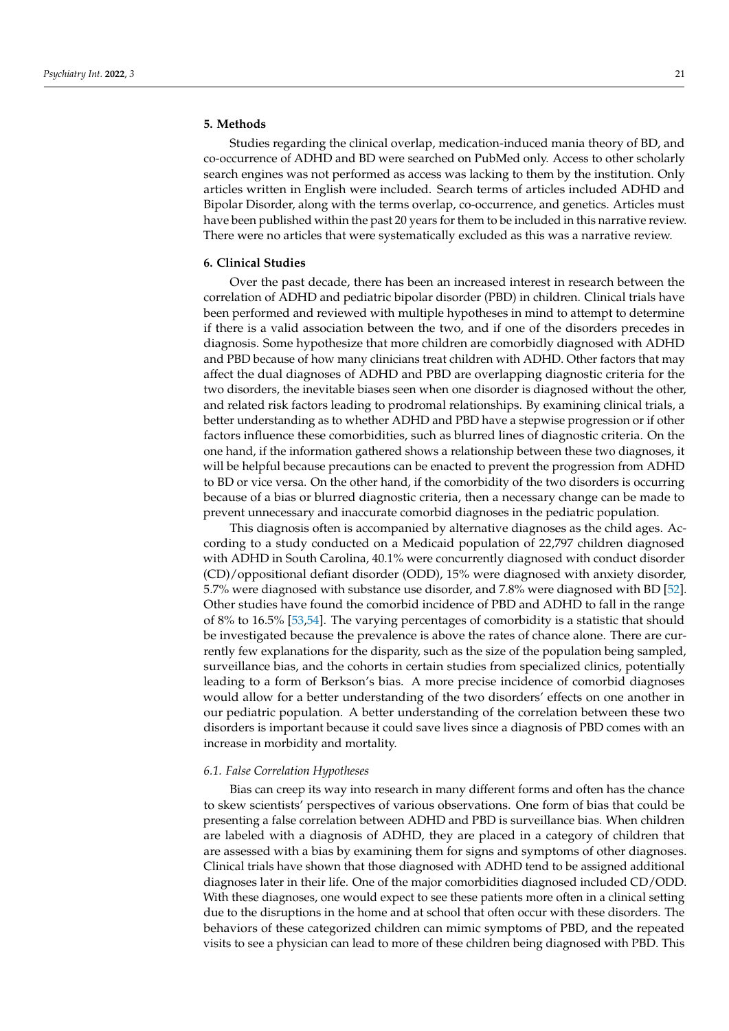## 5. Methods

Studies regarding the clinical overlap, medication-induced mania theory of BD, and co-occurrence of ADHD and BD were searched on PubMed only. Access to other scholarly search engines was not performed as access was lacking to them by the institution. Only articles written in English were included. Search terms of articles included ADHD and Bipolar Disorder, along with the terms overlap, co-occurrence, and genetics. Articles must have been published within the past 20 years for them to be included in this narrative review. There were no articles that were systematically excluded as this was a narrative review.

## 6. Clinical Studies

Over the past decade, there has been an increased interest in research between the correlation of ADHD and pediatric bipolar disorder (PBD) in children. Clinical trials have been performed and reviewed with multiple hypotheses in mind to attempt to determine if there is a valid association between the two, and if one of the disorders precedes in diagnosis. Some hypothesize that more children are comorbidly diagnosed with ADHD and PBD because of how many clinicians treat children with ADHD. Other factors that may affect the dual diagnoses of ADHD and PBD are overlapping diagnostic criteria for the two disorders, the inevitable biases seen when one disorder is diagnosed without the other, and related risk factors leading to prodromal relationships. By examining clinical trials, a better understanding as to whether ADHD and PBD have a stepwise progression or if other factors influence these comorbidities, such as blurred lines of diagnostic criteria. On the one hand, if the information gathered shows a relationship between these two diagnoses, it will be helpful because precautions can be enacted to prevent the progression from ADHD to BD or vice versa. On the other hand, if the comorbidity of the two disorders is occurring because of a bias or blurred diagnostic criteria, then a necessary change can be made to prevent unnecessary and inaccurate comorbid diagnoses in the pediatric population.

This diagnosis often is accompanied by alternative diagnoses as the child ages. According to a study conducted on a Medicaid population of 22,797 children diagnosed with ADHD in South Carolina, 40.1% were concurrently diagnosed with conduct disorder (CD)/oppositional defiant disorder (ODD), 15% were diagnosed with anxiety disorder, 5.7% were diagnosed with substance use disorder, and 7.8% were diagnosed with BD [52]. Other studies have found the comorbid incidence of PBD and ADHD to fall in the range of 8% to 16.5% [53,54]. The varying percentages of comorbidity is a statistic that should be investigated because the prevalence is above the rates of chance alone. There are currently few explanations for the disparity, such as the size of the population being sampled, surveillance bias, and the cohorts in certain studies from specialized clinics, potentially leading to a form of Berkson's bias. A more precise incidence of comorbid diagnoses would allow for a better understanding of the two disorders' effects on one another in our pediatric population. A better understanding of the correlation between these two disorders is important because it could save lives since a diagnosis of PBD comes with an increase in morbidity and mortality.

### *6.1. False Correlation Hypotheses*

Bias can creep its way into research in many different forms and often has the chance to skew scientists' perspectives of various observations. One form of bias that could be presenting a false correlation between ADHD and PBD is surveillance bias. When children are labeled with a diagnosis of ADHD, they are placed in a category of children that are assessed with a bias by examining them for signs and symptoms of other diagnoses. Clinical trials have shown that those diagnosed with ADHD tend to be assigned additional diagnoses later in their life. One of the major comorbidities diagnosed included CD/ODD. With these diagnoses, one would expect to see these patients more often in a clinical setting due to the disruptions in the home and at school that often occur with these disorders. The behaviors of these categorized children can mimic symptoms of PBD, and the repeated visits to see a physician can lead to more of these children being diagnosed with PBD. This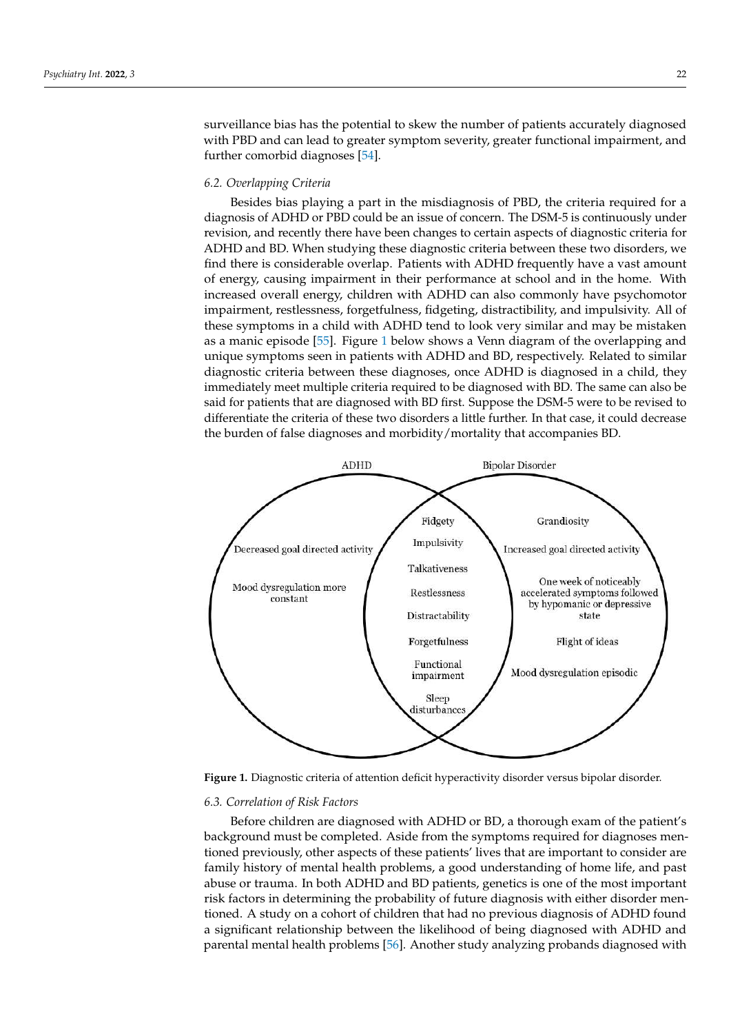surveillance bias has the potential to skew the number of patients accurately diagnosed with PBD and can lead to greater symptom severity, greater functional impairment, and further comorbid diagnoses [54].

### 6.2. Overlapping Criteria

Besides bias playing a part in the misdiagnosis of PBD, the criteria required for a diagnosis of ADHD or PBD could be an issue of concern. The DSM-5 is continuously under revision, and recently there have been changes to certain aspects of diagnostic criteria for ADHD and BD. When studying these diagnostic criteria between these two disorders, we find there is considerable overlap. Patients with ADHD frequently have a vast amount of energy, causing impairment in their performance at school and in the home. With increased overall energy, children with ADHD can also commonly have psychomotor impairment, restlessness, forgetfulness, fidgeting, distractibility, and impulsivity. All of these symptoms in a child with ADHD tend to look very similar and may be mistaken as a manic episode [55]. Figure 1 below shows a Venn diagram of the overlapping and unique symptoms seen in patients with ADHD and BD, respectively. Related to similar diagnostic criteria between these diagnoses, once ADHD is diagnosed in a child, they immediately meet multiple criteria required to be diagnosed with BD. The same can also be said for patients that are diagnosed with BD first. Suppose the DSM-5 were to be revised to differentiate the criteria of these two disorders a little further. In that case, it could decrease the burden of false diagnoses and morbidity/mortality that accompanies BD.

| ADHD | Overlap | Bipolar Disorder |
| --- | --- | --- |
| Decreased goal directed activity | Fidgety | Grandiosity |
| Mood dysregulation more constant | Impulsivity | Increased goal directed activity |
| | Talkativeness | One week of noticeably accelerated symptoms followed by hypomanic or depressive state |
| | Restlessness | Flight of ideas |
| | Distractability | Mood dysregulation episodic |
| | Forgetfulness | |
| | Functional impairment | |
| | Sleep disturbances | |

**Figure 1.** Diagnostic criteria of attention deficit hyperactivity disorder versus bipolar disorder.

### 6.3. Correlation of Risk Factors

Before children are diagnosed with ADHD or BD, a thorough exam of the patient's background must be completed. Aside from the symptoms required for diagnoses mentioned previously, other aspects of these patients' lives that are important to consider are family history of mental health problems, a good understanding of home life, and past abuse or trauma. In both ADHD and BD patients, genetics is one of the most important risk factors in determining the probability of future diagnosis with either disorder mentioned. A study on a cohort of children that had no previous diagnosis of ADHD found a significant relationship between the likelihood of being diagnosed with ADHD and parental mental health problems [56]. Another study analyzing probands diagnosed with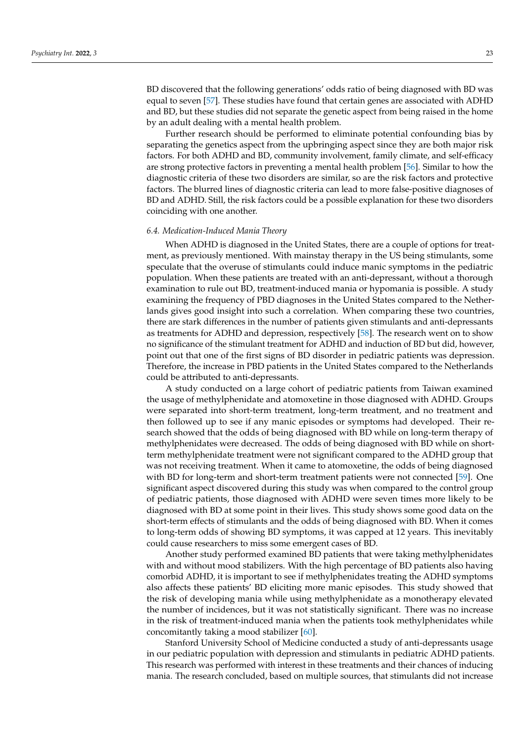BD discovered that the following generations' odds ratio of being diagnosed with BD was equal to seven [57]. These studies have found that certain genes are associated with ADHD and BD, but these studies did not separate the genetic aspect from being raised in the home by an adult dealing with a mental health problem.

Further research should be performed to eliminate potential confounding bias by separating the genetics aspect from the upbringing aspect since they are both major risk factors. For both ADHD and BD, community involvement, family climate, and self-efficacy are strong protective factors in preventing a mental health problem [56]. Similar to how the diagnostic criteria of these two disorders are similar, so are the risk factors and protective factors. The blurred lines of diagnostic criteria can lead to more false-positive diagnoses of BD and ADHD. Still, the risk factors could be a possible explanation for these two disorders coinciding with one another.

### *6.4. Medication-Induced Mania Theory*

When ADHD is diagnosed in the United States, there are a couple of options for treatment, as previously mentioned. With mainstay therapy in the US being stimulants, some speculate that the overuse of stimulants could induce manic symptoms in the pediatric population. When these patients are treated with an anti-depressant, without a thorough examination to rule out BD, treatment-induced mania or hypomania is possible. A study examining the frequency of PBD diagnoses in the United States compared to the Netherlands gives good insight into such a correlation. When comparing these two countries, there are stark differences in the number of patients given stimulants and anti-depressants as treatments for ADHD and depression, respectively [58]. The research went on to show no significance of the stimulant treatment for ADHD and induction of BD but did, however, point out that one of the first signs of BD disorder in pediatric patients was depression. Therefore, the increase in PBD patients in the United States compared to the Netherlands could be attributed to anti-depressants.

A study conducted on a large cohort of pediatric patients from Taiwan examined the usage of methylphenidate and atomoxetine in those diagnosed with ADHD. Groups were separated into short-term treatment, long-term treatment, and no treatment and then followed up to see if any manic episodes or symptoms had developed. Their research showed that the odds of being diagnosed with BD while on long-term therapy of methylphenidates were decreased. The odds of being diagnosed with BD while on short-term methylphenidate treatment were not significant compared to the ADHD group that was not receiving treatment. When it came to atomoxetine, the odds of being diagnosed with BD for long-term and short-term treatment patients were not connected [59]. One significant aspect discovered during this study was when compared to the control group of pediatric patients, those diagnosed with ADHD were seven times more likely to be diagnosed with BD at some point in their lives. This study shows some good data on the short-term effects of stimulants and the odds of being diagnosed with BD. When it comes to long-term odds of showing BD symptoms, it was capped at 12 years. This inevitably could cause researchers to miss some emergent cases of BD.

Another study performed examined BD patients that were taking methylphenidates with and without mood stabilizers. With the high percentage of BD patients also having comorbid ADHD, it is important to see if methylphenidates treating the ADHD symptoms also affects these patients' BD eliciting more manic episodes. This study showed that the risk of developing mania while using methylphenidate as a monotherapy elevated the number of incidences, but it was not statistically significant. There was no increase in the risk of treatment-induced mania when the patients took methylphenidates while concomitantly taking a mood stabilizer [60].

Stanford University School of Medicine conducted a study of anti-depressants usage in our pediatric population with depression and stimulants in pediatric ADHD patients. This research was performed with interest in these treatments and their chances of inducing mania. The research concluded, based on multiple sources, that stimulants did not increase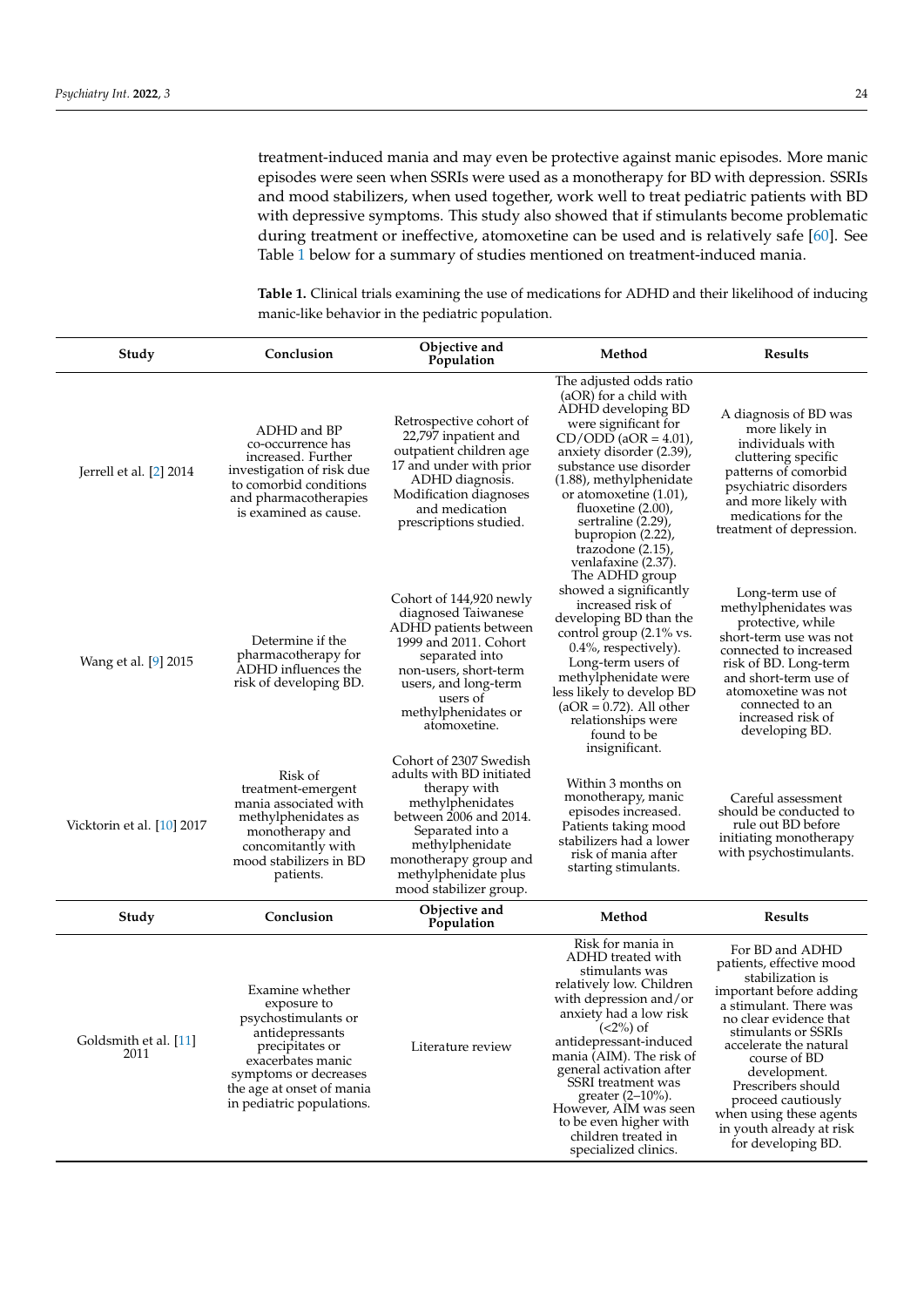treatment-induced mania and may even be protective against manic episodes. More manic episodes were seen when SSRIs were used as a monotherapy for BD with depression. SSRIs and mood stabilizers, when used together, work well to treat pediatric patients with BD with depressive symptoms. This study also showed that if stimulants become problematic during treatment or ineffective, atomoxetine can be used and is relatively safe [60]. See Table 1 below for a summary of studies mentioned on treatment-induced mania.

**Table 1.** Clinical trials examining the use of medications for ADHD and their likelihood of inducing manic-like behavior in the pediatric population.

| Study | Conclusion | Objective and Population | Method | Results |
|---|---|---|---|---|
| Jerrell et al. [2] 2014 | ADHD and BP co-occurrence has increased. Further investigation of risk due to comorbid conditions and pharmacotherapies is examined as cause. | Retrospective cohort of 22,797 inpatient and outpatient children age 17 and under with prior ADHD diagnosis. Modification diagnoses and medication prescriptions studied. | The adjusted odds ratio (aOR) for a child with ADHD developing BD were significant for CD/ODD (aOR = 4.01), anxiety disorder (2.39), substance use disorder (1.88), methylphenidate or atomoxetine (1.01), fluoxetine (2.00), sertraline (2.29), bupropion (2.22), trazodone (2.15), venlafaxine (2.37). | A diagnosis of BD was more likely in individuals with cluttering specific patterns of comorbid psychiatric disorders and more likely with medications for the treatment of depression. |
| Wang et al. [9] 2015 | Determine if the pharmacotherapy for ADHD influences the risk of developing BD. | Cohort of 144,920 newly diagnosed Taiwanese ADHD patients between 1999 and 2011. Cohort separated into non-users, short-term users, and long-term users of methylphenidates or atomoxetine. | The ADHD group showed a significantly increased risk of developing BD than the control group (2.1% vs. 0.4%, respectively). Long-term users of methylphenidate were less likely to develop BD (aOR = 0.72). All other relationships were found to be insignificant. | Long-term use of methylphenidates was protective, while short-term use was not connected to increased risk of BD. Long-term and short-term use of atomoxetine was not connected to an increased risk of developing BD. |
| Vicktorin et al. [10] 2017 | Risk of treatment-emergent mania associated with methylphenidates as monotherapy and concomitantly with mood stabilizers in BD patients. | Cohort of 2307 Swedish adults with BD initiated therapy with methylphenidates between 2006 and 2014. Separated into a methylphenidate monotherapy group and methylphenidate plus mood stabilizer group. | Within 3 months on monotherapy, manic episodes increased. Patients taking mood stabilizers had a lower risk of mania after starting stimulants. | Careful assessment should be conducted to rule out BD before initiating monotherapy with psychostimulants. |
| Goldsmith et al. [11] 2011 | Examine whether exposure to psychostimulants or antidepressants precipitates or exacerbates manic symptoms or decreases the age at onset of mania in pediatric populations. | Literature review | Risk for mania in ADHD treated with stimulants was relatively low. Children with depression and/or anxiety had a low risk (<2%) of antidepressant-induced mania (AIM). The risk of general activation after SSRI treatment was greater (2–10%). However, AIM was seen to be even higher with children treated in specialized clinics. | For BD and ADHD patients, effective mood stabilization is important before adding a stimulant. There was no clear evidence that stimulants or SSRIs accelerate the natural course of BD development. Prescribers should proceed cautiously when using these agents in youth already at risk for developing BD. |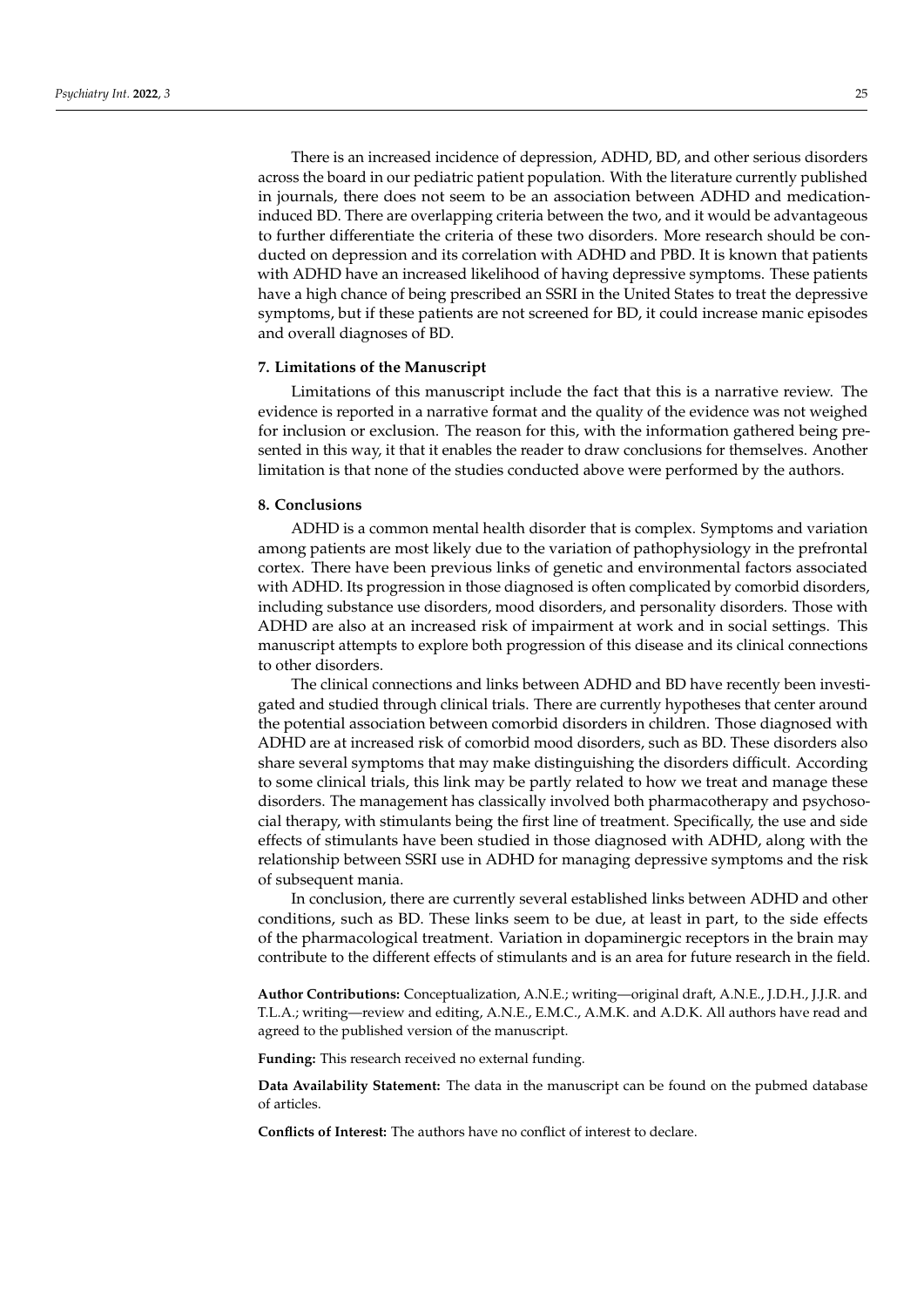There is an increased incidence of depression, ADHD, BD, and other serious disorders across the board in our pediatric patient population. With the literature currently published in journals, there does not seem to be an association between ADHD and medication-induced BD. There are overlapping criteria between the two, and it would be advantageous to further differentiate the criteria of these two disorders. More research should be conducted on depression and its correlation with ADHD and PBD. It is known that patients with ADHD have an increased likelihood of having depressive symptoms. These patients have a high chance of being prescribed an SSRI in the United States to treat the depressive symptoms, but if these patients are not screened for BD, it could increase manic episodes and overall diagnoses of BD.

## 7. Limitations of the Manuscript

Limitations of this manuscript include the fact that this is a narrative review. The evidence is reported in a narrative format and the quality of the evidence was not weighed for inclusion or exclusion. The reason for this, with the information gathered being presented in this way, it that it enables the reader to draw conclusions for themselves. Another limitation is that none of the studies conducted above were performed by the authors.

## 8. Conclusions

ADHD is a common mental health disorder that is complex. Symptoms and variation among patients are most likely due to the variation of pathophysiology in the prefrontal cortex. There have been previous links of genetic and environmental factors associated with ADHD. Its progression in those diagnosed is often complicated by comorbid disorders, including substance use disorders, mood disorders, and personality disorders. Those with ADHD are also at an increased risk of impairment at work and in social settings. This manuscript attempts to explore both progression of this disease and its clinical connections to other disorders.

The clinical connections and links between ADHD and BD have recently been investigated and studied through clinical trials. There are currently hypotheses that center around the potential association between comorbid disorders in children. Those diagnosed with ADHD are at increased risk of comorbid mood disorders, such as BD. These disorders also share several symptoms that may make distinguishing the disorders difficult. According to some clinical trials, this link may be partly related to how we treat and manage these disorders. The management has classically involved both pharmacotherapy and psychosocial therapy, with stimulants being the first line of treatment. Specifically, the use and side effects of stimulants have been studied in those diagnosed with ADHD, along with the relationship between SSRI use in ADHD for managing depressive symptoms and the risk of subsequent mania.

In conclusion, there are currently several established links between ADHD and other conditions, such as BD. These links seem to be due, at least in part, to the side effects of the pharmacological treatment. Variation in dopaminergic receptors in the brain may contribute to the different effects of stimulants and is an area for future research in the field.

**Author Contributions:** Conceptualization, A.N.E.; writing—original draft, A.N.E., J.D.H., J.J.R. and T.L.A.; writing—review and editing, A.N.E., E.M.C., A.M.K. and A.D.K. All authors have read and agreed to the published version of the manuscript.

**Funding:** This research received no external funding.

**Data Availability Statement:** The data in the manuscript can be found on the pubmed database of articles.

**Conflicts of Interest:** The authors have no conflict of interest to declare.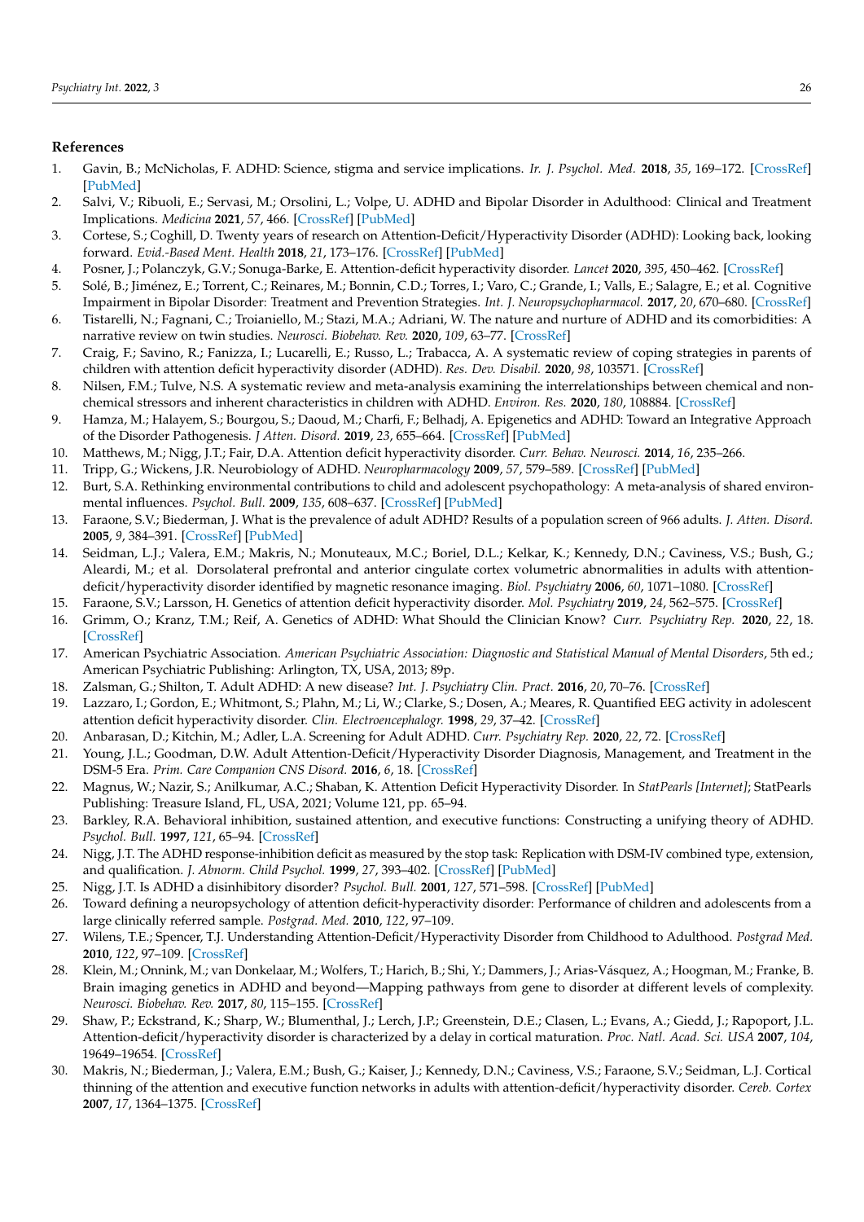## References

1. Gavin, B.; McNicholas, F. ADHD: Science, stigma and service implications. *Ir. J. Psychol. Med.* **2018**, *35*, 169–172. [CrossRef] [PubMed]
2. Salvi, V.; Ribuoli, E.; Servasi, M.; Orsolini, L.; Volpe, U. ADHD and Bipolar Disorder in Adulthood: Clinical and Treatment Implications. *Medicina* **2021**, *57*, 466. [CrossRef] [PubMed]
3. Cortese, S.; Coghill, D. Twenty years of research on Attention-Deficit/Hyperactivity Disorder (ADHD): Looking back, looking forward. *Evid.-Based Ment. Health* **2018**, *21*, 173–176. [CrossRef] [PubMed]
4. Posner, J.; Polanczyk, G.V.; Sonuga-Barke, E. Attention-deficit hyperactivity disorder. *Lancet* **2020**, *395*, 450–462. [CrossRef]
5. Solé, B.; Jiménez, E.; Torrent, C.; Reinares, M.; Bonnin, C.D.; Torres, I.; Varo, C.; Grande, I.; Valls, E.; Salagre, E.; et al. Cognitive Impairment in Bipolar Disorder: Treatment and Prevention Strategies. *Int. J. Neuropsychopharmacol.* **2017**, *20*, 670–680. [CrossRef]
6. Tistarelli, N.; Fagnani, C.; Troianiello, M.; Stazi, M.A.; Adriani, W. The nature and nurture of ADHD and its comorbidities: A narrative review on twin studies. *Neurosci. Biobehav. Rev.* **2020**, *109*, 63–77. [CrossRef]
7. Craig, F.; Savino, R.; Fanizza, I.; Lucarelli, E.; Russo, L.; Trabacca, A. A systematic review of coping strategies in parents of children with attention deficit hyperactivity disorder (ADHD). *Res. Dev. Disabil.* **2020**, *98*, 103571. [CrossRef]
8. Nilsen, F.M.; Tulve, N.S. A systematic review and meta-analysis examining the interrelationships between chemical and non-chemical stressors and inherent characteristics in children with ADHD. *Environ. Res.* **2020**, *180*, 108884. [CrossRef]
9. Hamza, M.; Halayem, S.; Bourgou, S.; Daoud, M.; Charfi, F.; Belhadj, A. Epigenetics and ADHD: Toward an Integrative Approach of the Disorder Pathogenesis. *J Atten. Disord.* **2019**, *23*, 655–664. [CrossRef] [PubMed]
10. Matthews, M.; Nigg, J.T.; Fair, D.A. Attention deficit hyperactivity disorder. *Curr. Behav. Neurosci.* **2014**, *16*, 235–266.
11. Tripp, G.; Wickens, J.R. Neurobiology of ADHD. *Neuropharmacology* **2009**, *57*, 579–589. [CrossRef] [PubMed]
12. Burt, S.A. Rethinking environmental contributions to child and adolescent psychopathology: A meta-analysis of shared environmental influences. *Psychol. Bull.* **2009**, *135*, 608–637. [CrossRef] [PubMed]
13. Faraone, S.V.; Biederman, J. What is the prevalence of adult ADHD? Results of a population screen of 966 adults. *J. Atten. Disord.* **2005**, *9*, 384–391. [CrossRef] [PubMed]
14. Seidman, L.J.; Valera, E.M.; Makris, N.; Monuteaux, M.C.; Boriel, D.L.; Kelkar, K.; Kennedy, D.N.; Caviness, V.S.; Bush, G.; Aleardi, M.; et al. Dorsolateral prefrontal and anterior cingulate cortex volumetric abnormalities in adults with attention-deficit/hyperactivity disorder identified by magnetic resonance imaging. *Biol. Psychiatry* **2006**, *60*, 1071–1080. [CrossRef]
15. Faraone, S.V.; Larsson, H. Genetics of attention deficit hyperactivity disorder. *Mol. Psychiatry* **2019**, *24*, 562–575. [CrossRef]
16. Grimm, O.; Kranz, T.M.; Reif, A. Genetics of ADHD: What Should the Clinician Know? *Curr. Psychiatry Rep.* **2020**, *22*, 18. [CrossRef]
17. American Psychiatric Association. *American Psychiatric Association: Diagnostic and Statistical Manual of Mental Disorders*, 5th ed.; American Psychiatric Publishing: Arlington, TX, USA, 2013; 89p.
18. Zalsman, G.; Shilton, T. Adult ADHD: A new disease? *Int. J. Psychiatry Clin. Pract.* **2016**, *20*, 70–76. [CrossRef]
19. Lazzaro, I.; Gordon, E.; Whitmont, S.; Plahn, M.; Li, W.; Clarke, S.; Dosen, A.; Meares, R. Quantified EEG activity in adolescent attention deficit hyperactivity disorder. *Clin. Electroencephalogr.* **1998**, *29*, 37–42. [CrossRef]
20. Anbarasan, D.; Kitchin, M.; Adler, L.A. Screening for Adult ADHD. *Curr. Psychiatry Rep.* **2020**, *22*, 72. [CrossRef]
21. Young, J.L.; Goodman, D.W. Adult Attention-Deficit/Hyperactivity Disorder Diagnosis, Management, and Treatment in the DSM-5 Era. *Prim. Care Companion CNS Disord.* **2016**, *6*, 18. [CrossRef]
22. Magnus, W.; Nazir, S.; Anilkumar, A.C.; Shaban, K. Attention Deficit Hyperactivity Disorder. In *StatPearls [Internet]*; StatPearls Publishing: Treasure Island, FL, USA, 2021; Volume 121, pp. 65–94.
23. Barkley, R.A. Behavioral inhibition, sustained attention, and executive functions: Constructing a unifying theory of ADHD. *Psychol. Bull.* **1997**, *121*, 65–94. [CrossRef]
24. Nigg, J.T. The ADHD response-inhibition deficit as measured by the stop task: Replication with DSM-IV combined type, extension, and qualification. *J. Abnorm. Child Psychol.* **1999**, *27*, 393–402. [CrossRef] [PubMed]
25. Nigg, J.T. Is ADHD a disinhibitory disorder? *Psychol. Bull.* **2001**, *127*, 571–598. [CrossRef] [PubMed]
26. Toward defining a neuropsychology of attention deficit-hyperactivity disorder: Performance of children and adolescents from a large clinically referred sample. *Postgrad. Med.* **2010**, *122*, 97–109.
27. Wilens, T.E.; Spencer, T.J. Understanding Attention-Deficit/Hyperactivity Disorder from Childhood to Adulthood. *Postgrad Med.* **2010**, *122*, 97–109. [CrossRef]
28. Klein, M.; Onnink, M.; van Donkelaar, M.; Wolfers, T.; Harich, B.; Shi, Y.; Dammers, J.; Arias-Vásquez, A.; Hoogman, M.; Franke, B. Brain imaging genetics in ADHD and beyond—Mapping pathways from gene to disorder at different levels of complexity. *Neurosci. Biobehav. Rev.* **2017**, *80*, 115–155. [CrossRef]
29. Shaw, P.; Eckstrand, K.; Sharp, W.; Blumenthal, J.; Lerch, J.P.; Greenstein, D.E.; Clasen, L.; Evans, A.; Giedd, J.; Rapoport, J.L. Attention-deficit/hyperactivity disorder is characterized by a delay in cortical maturation. *Proc. Natl. Acad. Sci. USA* **2007**, *104*, 19649–19654. [CrossRef]
30. Makris, N.; Biederman, J.; Valera, E.M.; Bush, G.; Kaiser, J.; Kennedy, D.N.; Caviness, V.S.; Faraone, S.V.; Seidman, L.J. Cortical thinning of the attention and executive function networks in adults with attention-deficit/hyperactivity disorder. *Cereb. Cortex* **2007**, *17*, 1364–1375. [CrossRef]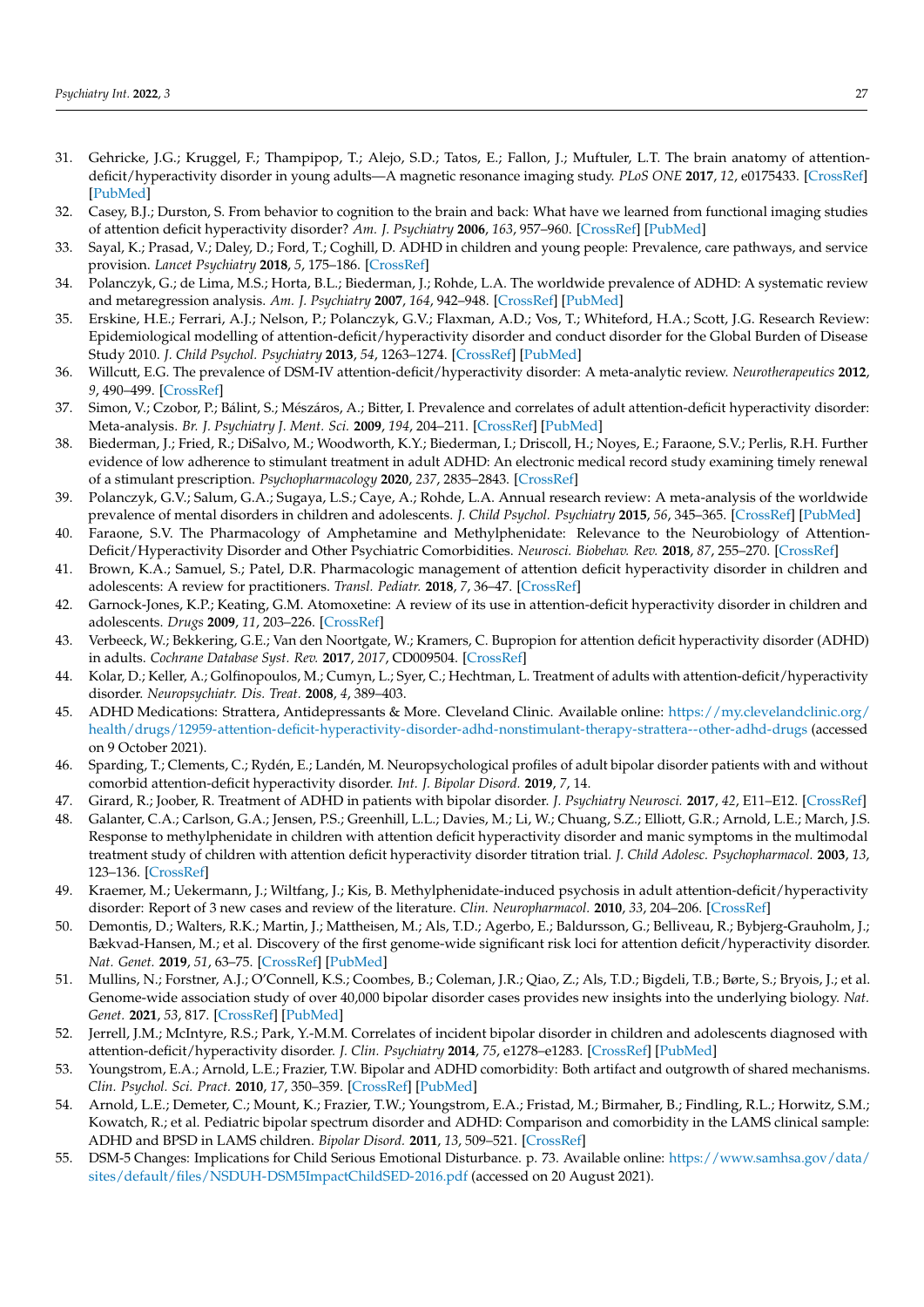31. Gehricke, J.G.; Kruggel, F.; Thampipop, T.; Alejo, S.D.; Tatos, E.; Fallon, J.; Muftuler, L.T. The brain anatomy of attention-deficit/hyperactivity disorder in young adults—A magnetic resonance imaging study. *PLoS ONE* **2017**, *12*, e0175433. [CrossRef] [PubMed]
32. Casey, B.J.; Durston, S. From behavior to cognition to the brain and back: What have we learned from functional imaging studies of attention deficit hyperactivity disorder? *Am. J. Psychiatry* **2006**, *163*, 957–960. [CrossRef] [PubMed]
33. Sayal, K.; Prasad, V.; Daley, D.; Ford, T.; Coghill, D. ADHD in children and young people: Prevalence, care pathways, and service provision. *Lancet Psychiatry* **2018**, *5*, 175–186. [CrossRef]
34. Polanczyk, G.; de Lima, M.S.; Horta, B.L.; Biederman, J.; Rohde, L.A. The worldwide prevalence of ADHD: A systematic review and metaregression analysis. *Am. J. Psychiatry* **2007**, *164*, 942–948. [CrossRef] [PubMed]
35. Erskine, H.E.; Ferrari, A.J.; Nelson, P.; Polanczyk, G.V.; Flaxman, A.D.; Vos, T.; Whiteford, H.A.; Scott, J.G. Research Review: Epidemiological modelling of attention-deficit/hyperactivity disorder and conduct disorder for the Global Burden of Disease Study 2010. *J. Child Psychol. Psychiatry* **2013**, *54*, 1263–1274. [CrossRef] [PubMed]
36. Willcutt, E.G. The prevalence of DSM-IV attention-deficit/hyperactivity disorder: A meta-analytic review. *Neurotherapeutics* **2012**, *9*, 490–499. [CrossRef]
37. Simon, V.; Czobor, P.; Bálint, S.; Mészáros, A.; Bitter, I. Prevalence and correlates of adult attention-deficit hyperactivity disorder: Meta-analysis. *Br. J. Psychiatry J. Ment. Sci.* **2009**, *194*, 204–211. [CrossRef] [PubMed]
38. Biederman, J.; Fried, R.; DiSalvo, M.; Woodworth, K.Y.; Biederman, I.; Driscoll, H.; Noyes, E.; Faraone, S.V.; Perlis, R.H. Further evidence of low adherence to stimulant treatment in adult ADHD: An electronic medical record study examining timely renewal of a stimulant prescription. *Psychopharmacology* **2020**, *237*, 2835–2843. [CrossRef]
39. Polanczyk, G.V.; Salum, G.A.; Sugaya, L.S.; Caye, A.; Rohde, L.A. Annual research review: A meta-analysis of the worldwide prevalence of mental disorders in children and adolescents. *J. Child Psychol. Psychiatry* **2015**, *56*, 345–365. [CrossRef] [PubMed]
40. Faraone, S.V. The Pharmacology of Amphetamine and Methylphenidate: Relevance to the Neurobiology of Attention-Deficit/Hyperactivity Disorder and Other Psychiatric Comorbidities. *Neurosci. Biobehav. Rev.* **2018**, *87*, 255–270. [CrossRef]
41. Brown, K.A.; Samuel, S.; Patel, D.R. Pharmacologic management of attention deficit hyperactivity disorder in children and adolescents: A review for practitioners. *Transl. Pediatr.* **2018**, *7*, 36–47. [CrossRef]
42. Garnock-Jones, K.P.; Keating, G.M. Atomoxetine: A review of its use in attention-deficit hyperactivity disorder in children and adolescents. *Drugs* **2009**, *11*, 203–226. [CrossRef]
43. Verbeeck, W.; Bekkering, G.E.; Van den Noortgate, W.; Kramers, C. Bupropion for attention deficit hyperactivity disorder (ADHD) in adults. *Cochrane Database Syst. Rev.* **2017**, *2017*, CD009504. [CrossRef]
44. Kolar, D.; Keller, A.; Golfinopoulos, M.; Cumyn, L.; Syer, C.; Hechtman, L. Treatment of adults with attention-deficit/hyperactivity disorder. *Neuropsychiatr. Dis. Treat.* **2008**, *4*, 389–403.
45. ADHD Medications: Strattera, Antidepressants & More. Cleveland Clinic. Available online: https://my.clevelandclinic.org/health/drugs/12959-attention-deficit-hyperactivity-disorder-adhd-nonstimulant-therapy-strattera--other-adhd-drugs (accessed on 9 October 2021).
46. Sparding, T.; Clements, C.; Rydén, E.; Landén, M. Neuropsychological profiles of adult bipolar disorder patients with and without comorbid attention-deficit hyperactivity disorder. *Int. J. Bipolar Disord.* **2019**, *7*, 14.
47. Girard, R.; Joober, R. Treatment of ADHD in patients with bipolar disorder. *J. Psychiatry Neurosci.* **2017**, *42*, E11–E12. [CrossRef]
48. Galanter, C.A.; Carlson, G.A.; Jensen, P.S.; Greenhill, L.L.; Davies, M.; Li, W.; Chuang, S.Z.; Elliott, G.R.; Arnold, L.E.; March, J.S. Response to methylphenidate in children with attention deficit hyperactivity disorder and manic symptoms in the multimodal treatment study of children with attention deficit hyperactivity disorder titration trial. *J. Child Adolesc. Psychopharmacol.* **2003**, *13*, 123–136. [CrossRef]
49. Kraemer, M.; Uekermann, J.; Wiltfang, J.; Kis, B. Methylphenidate-induced psychosis in adult attention-deficit/hyperactivity disorder: Report of 3 new cases and review of the literature. *Clin. Neuropharmacol.* **2010**, *33*, 204–206. [CrossRef]
50. Demontis, D.; Walters, R.K.; Martin, J.; Mattheisen, M.; Als, T.D.; Agerbo, E.; Baldursson, G.; Belliveau, R.; Bybjerg-Grauholm, J.; Bækvad-Hansen, M.; et al. Discovery of the first genome-wide significant risk loci for attention deficit/hyperactivity disorder. *Nat. Genet.* **2019**, *51*, 63–75. [CrossRef] [PubMed]
51. Mullins, N.; Forstner, A.J.; O'Connell, K.S.; Coombes, B.; Coleman, J.R.; Qiao, Z.; Als, T.D.; Bigdeli, T.B.; Børte, S.; Bryois, J.; et al. Genome-wide association study of over 40,000 bipolar disorder cases provides new insights into the underlying biology. *Nat. Genet.* **2021**, *53*, 817. [CrossRef] [PubMed]
52. Jerrell, J.M.; McIntyre, R.S.; Park, Y.-M.M. Correlates of incident bipolar disorder in children and adolescents diagnosed with attention-deficit/hyperactivity disorder. *J. Clin. Psychiatry* **2014**, *75*, e1278–e1283. [CrossRef] [PubMed]
53. Youngstrom, E.A.; Arnold, L.E.; Frazier, T.W. Bipolar and ADHD comorbidity: Both artifact and outgrowth of shared mechanisms. *Clin. Psychol. Sci. Pract.* **2010**, *17*, 350–359. [CrossRef] [PubMed]
54. Arnold, L.E.; Demeter, C.; Mount, K.; Frazier, T.W.; Youngstrom, E.A.; Fristad, M.; Birmaher, B.; Findling, R.L.; Horwitz, S.M.; Kowatch, R.; et al. Pediatric bipolar spectrum disorder and ADHD: Comparison and comorbidity in the LAMS clinical sample: ADHD and BPSD in LAMS children. *Bipolar Disord.* **2011**, *13*, 509–521. [CrossRef]
55. DSM-5 Changes: Implications for Child Serious Emotional Disturbance. p. 73. Available online: https://www.samhsa.gov/data/sites/default/files/NSDUH-DSM5ImpactChildSED-2016.pdf (accessed on 20 August 2021).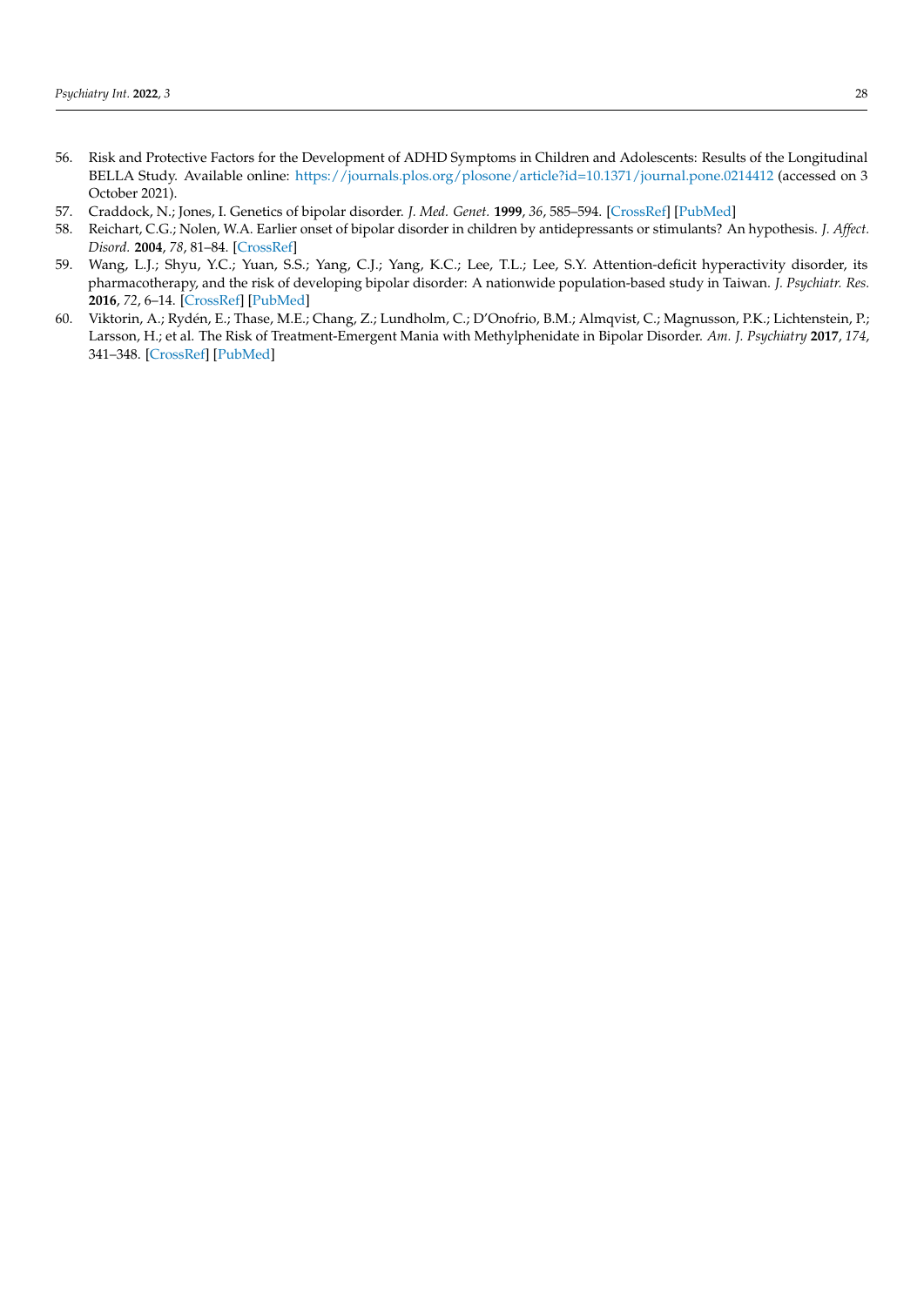56. Risk and Protective Factors for the Development of ADHD Symptoms in Children and Adolescents: Results of the Longitudinal BELLA Study. Available online: https://journals.plos.org/plosone/article?id=10.1371/journal.pone.0214412 (accessed on 3 October 2021).
57. Craddock, N.; Jones, I. Genetics of bipolar disorder. *J. Med. Genet.* **1999**, *36*, 585–594. [CrossRef] [PubMed]
58. Reichart, C.G.; Nolen, W.A. Earlier onset of bipolar disorder in children by antidepressants or stimulants? An hypothesis. *J. Affect. Disord.* **2004**, *78*, 81–84. [CrossRef]
59. Wang, L.J.; Shyu, Y.C.; Yuan, S.S.; Yang, C.J.; Yang, K.C.; Lee, T.L.; Lee, S.Y. Attention-deficit hyperactivity disorder, its pharmacotherapy, and the risk of developing bipolar disorder: A nationwide population-based study in Taiwan. *J. Psychiatr. Res.* **2016**, *72*, 6–14. [CrossRef] [PubMed]
60. Viktorin, A.; Rydén, E.; Thase, M.E.; Chang, Z.; Lundholm, C.; D'Onofrio, B.M.; Almqvist, C.; Magnusson, P.K.; Lichtenstein, P.; Larsson, H.; et al. The Risk of Treatment-Emergent Mania with Methylphenidate in Bipolar Disorder. *Am. J. Psychiatry* **2017**, *174*, 341–348. [CrossRef] [PubMed]